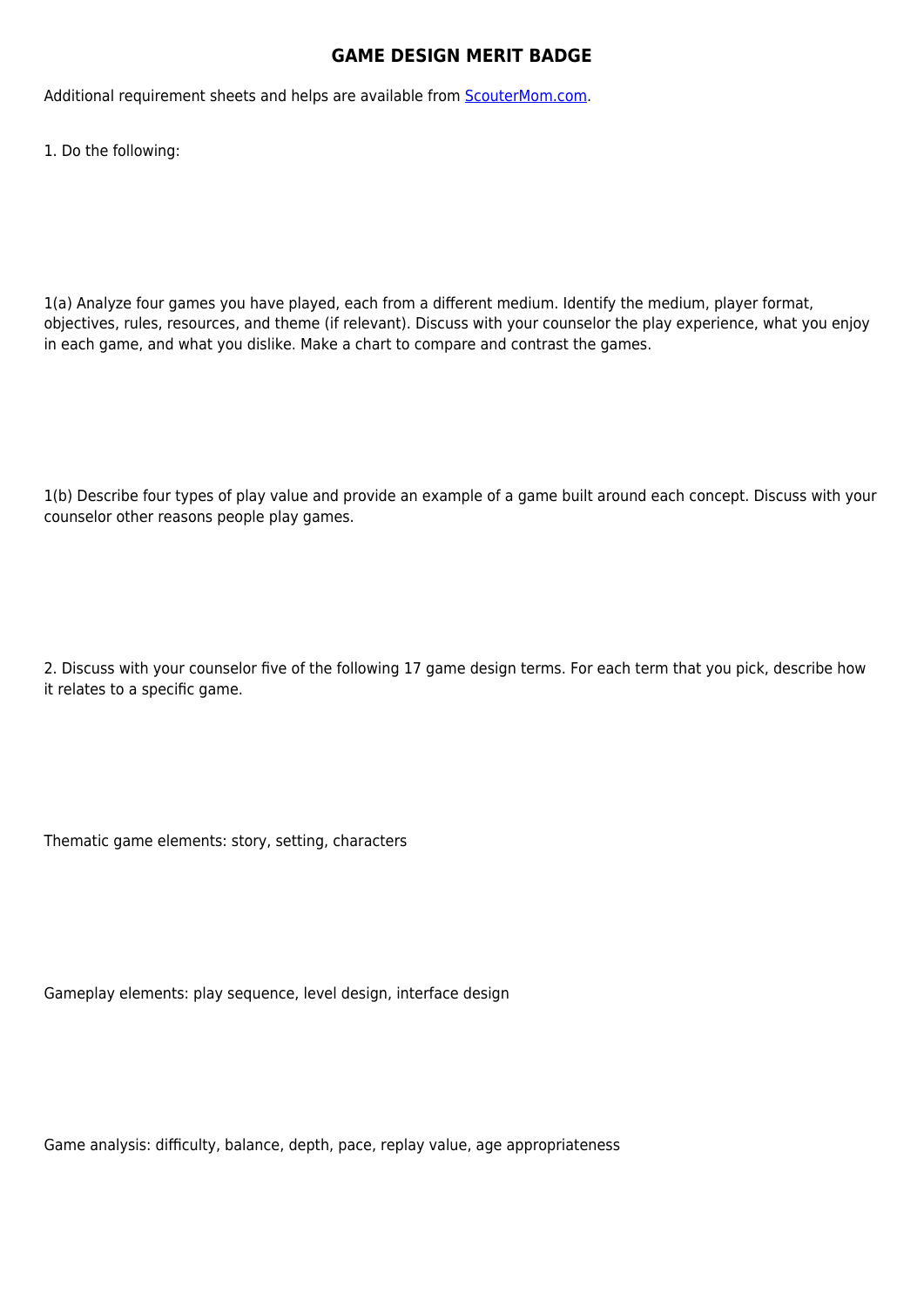# GAME DESIGN MERIT BADGE

Additional requirement sheets and helps are available from [ScouterMom.com](ScouterMom.com).

1. Do the following:

1(a) Analyze four games you have played, each from a different medium. Identify the medium, player format, objectives, rules, resources, and theme (if relevant). Discuss with your counselor the play experience, what you enjoy in each game, and what you dislike. Make a chart to compare and contrast the games.

1(b) Describe four types of play value and provide an example of a game built around each concept. Discuss with your counselor other reasons people play games.

2. Discuss with your counselor five of the following 17 game design terms. For each term that you pick, describe how it relates to a specific game.

Thematic game elements: story, setting, characters

Gameplay elements: play sequence, level design, interface design

Game analysis: difficulty, balance, depth, pace, replay value, age appropriateness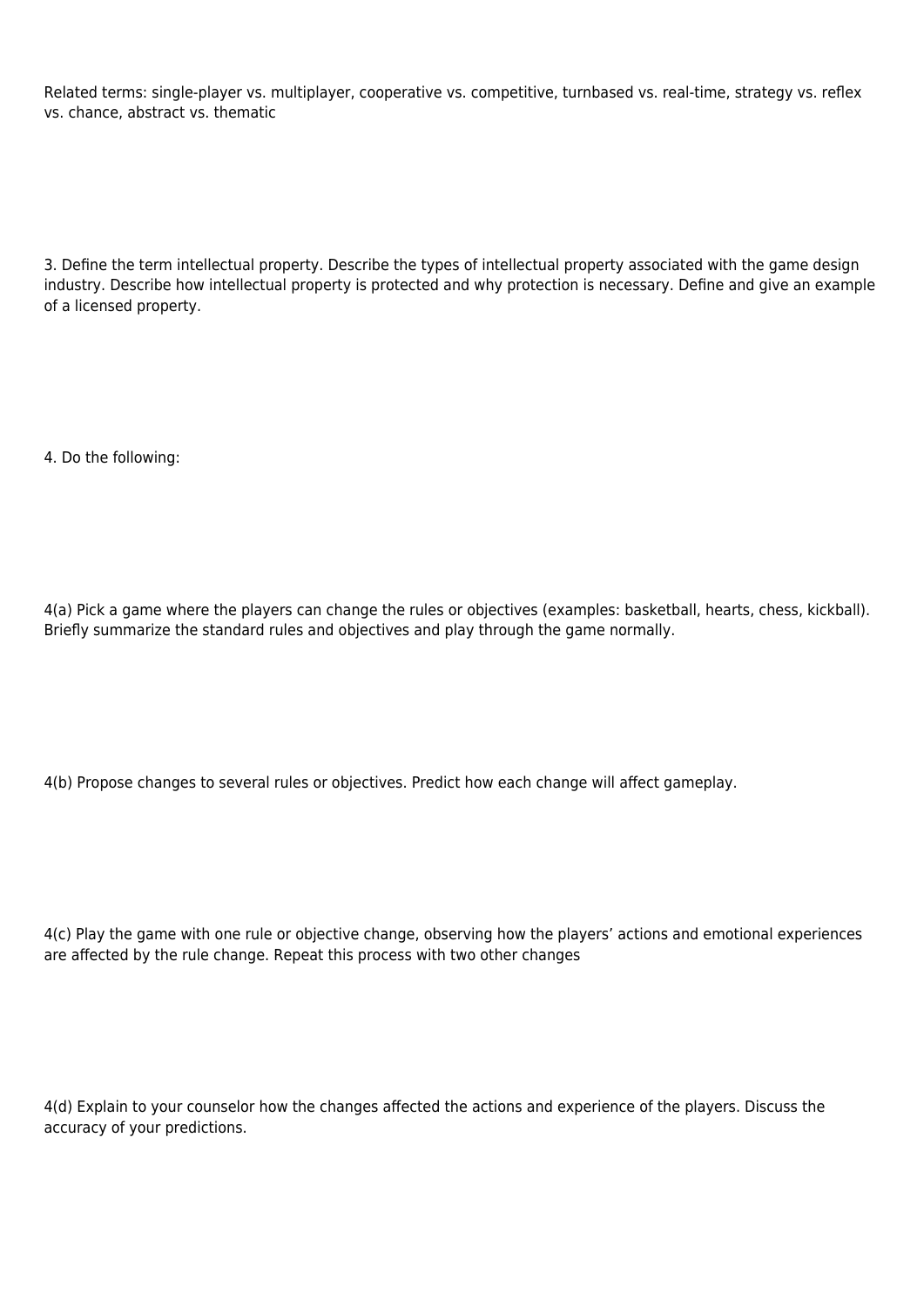Related terms: single-player vs. multiplayer, cooperative vs. competitive, turnbased vs. real-time, strategy vs. reflex vs. chance, abstract vs. thematic

3. Define the term intellectual property. Describe the types of intellectual property associated with the game design industry. Describe how intellectual property is protected and why protection is necessary. Define and give an example of a licensed property.

4. Do the following:

4(a) Pick a game where the players can change the rules or objectives (examples: basketball, hearts, chess, kickball). Briefly summarize the standard rules and objectives and play through the game normally.

4(b) Propose changes to several rules or objectives. Predict how each change will affect gameplay.

4(c) Play the game with one rule or objective change, observing how the players' actions and emotional experiences are affected by the rule change. Repeat this process with two other changes

4(d) Explain to your counselor how the changes affected the actions and experience of the players. Discuss the accuracy of your predictions.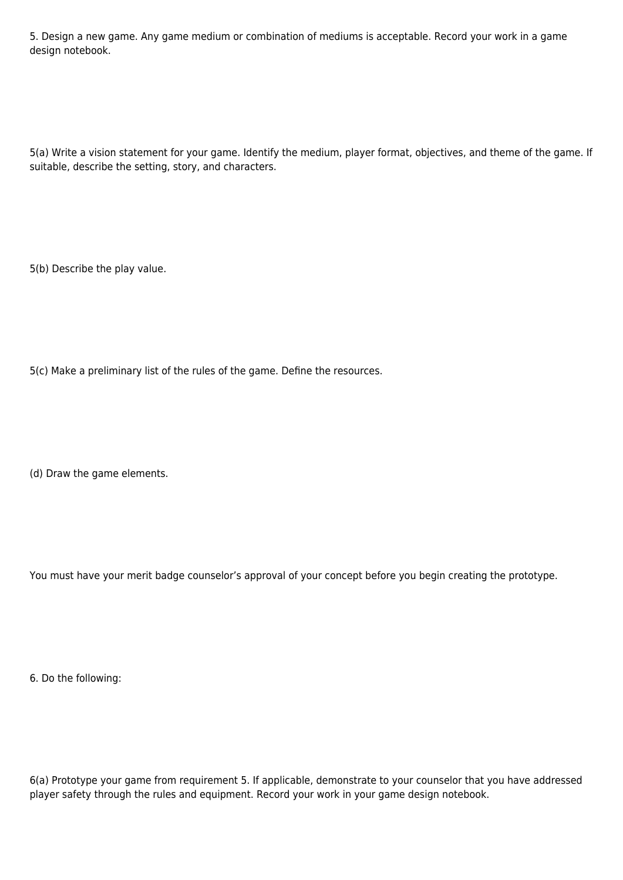5. Design a new game. Any game medium or combination of mediums is acceptable. Record your work in a game design notebook.

5(a) Write a vision statement for your game. Identify the medium, player format, objectives, and theme of the game. If suitable, describe the setting, story, and characters.

5(b) Describe the play value.

5(c) Make a preliminary list of the rules of the game. Define the resources.

(d) Draw the game elements.

You must have your merit badge counselor's approval of your concept before you begin creating the prototype.

6. Do the following:

6(a) Prototype your game from requirement 5. If applicable, demonstrate to your counselor that you have addressed player safety through the rules and equipment. Record your work in your game design notebook.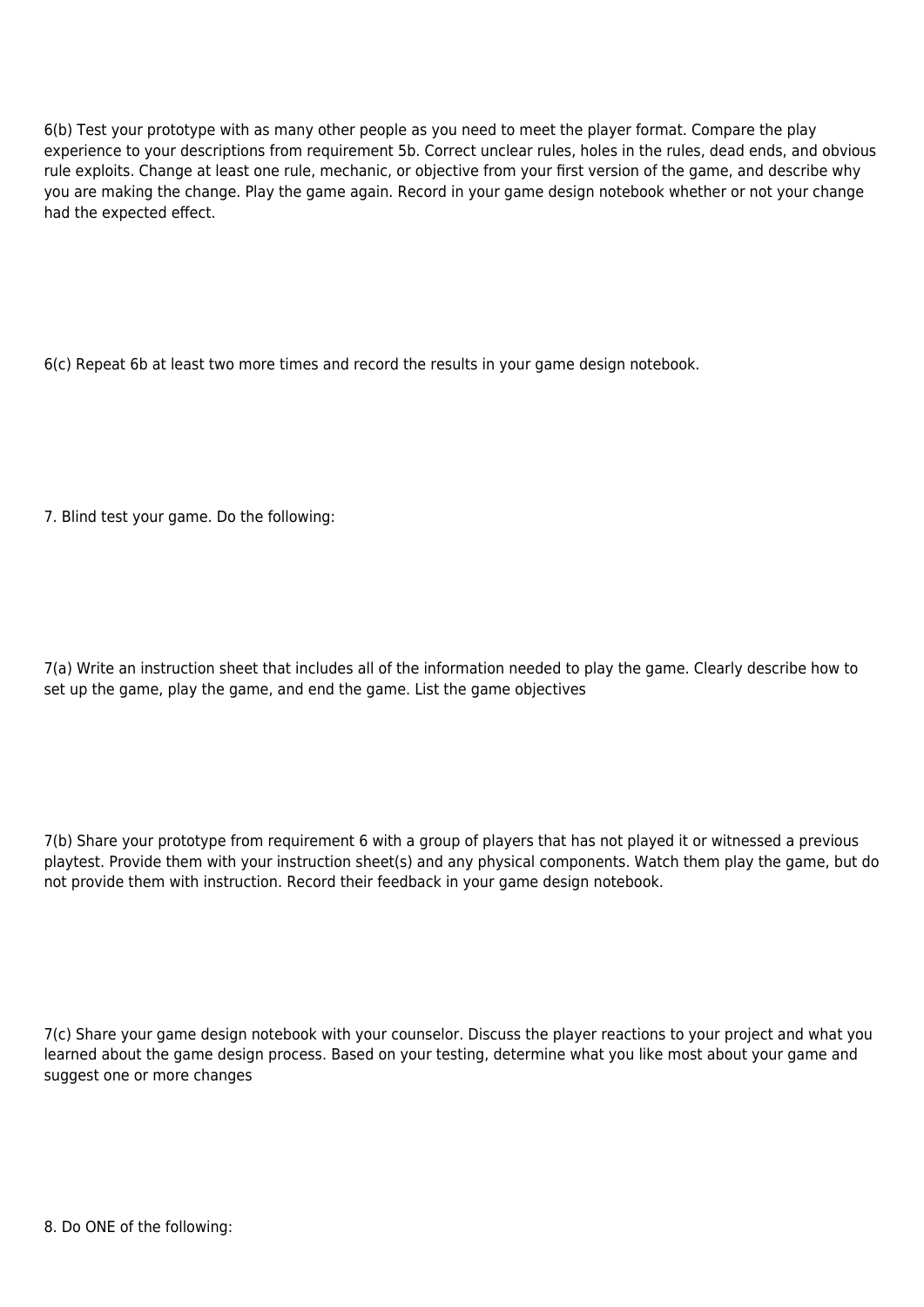6(b) Test your prototype with as many other people as you need to meet the player format. Compare the play experience to your descriptions from requirement 5b. Correct unclear rules, holes in the rules, dead ends, and obvious rule exploits. Change at least one rule, mechanic, or objective from your first version of the game, and describe why you are making the change. Play the game again. Record in your game design notebook whether or not your change had the expected effect.

6(c) Repeat 6b at least two more times and record the results in your game design notebook.

7. Blind test your game. Do the following:

7(a) Write an instruction sheet that includes all of the information needed to play the game. Clearly describe how to set up the game, play the game, and end the game. List the game objectives

7(b) Share your prototype from requirement 6 with a group of players that has not played it or witnessed a previous playtest. Provide them with your instruction sheet(s) and any physical components. Watch them play the game, but do not provide them with instruction. Record their feedback in your game design notebook.

7(c) Share your game design notebook with your counselor. Discuss the player reactions to your project and what you learned about the game design process. Based on your testing, determine what you like most about your game and suggest one or more changes

8. Do ONE of the following: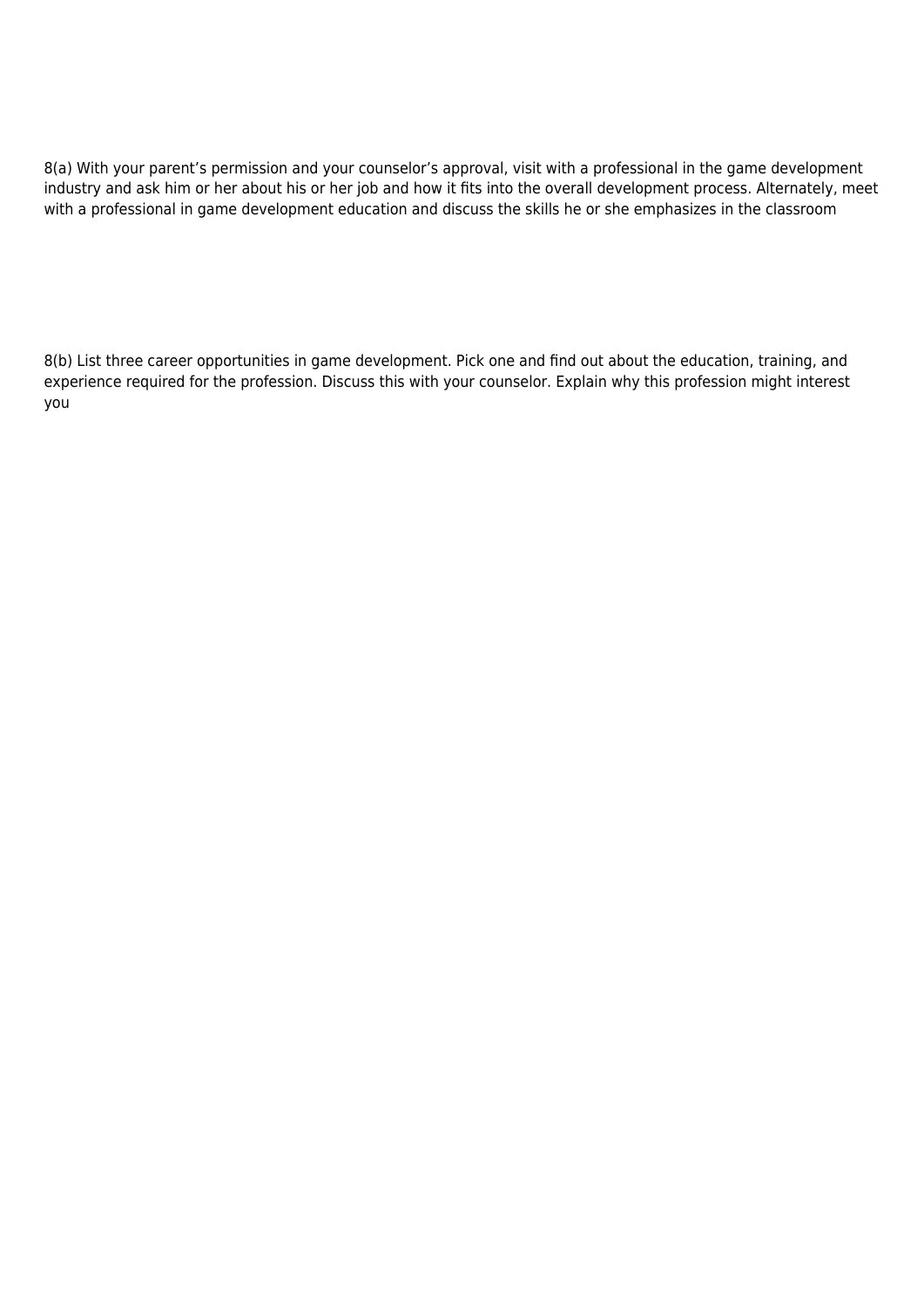8(a) With your parent’s permission and your counselor’s approval, visit with a professional in the game development industry and ask him or her about his or her job and how it fits into the overall development process. Alternately, meet with a professional in game development education and discuss the skills he or she emphasizes in the classroom

8(b) List three career opportunities in game development. Pick one and find out about the education, training, and experience required for the profession. Discuss this with your counselor. Explain why this profession might interest you